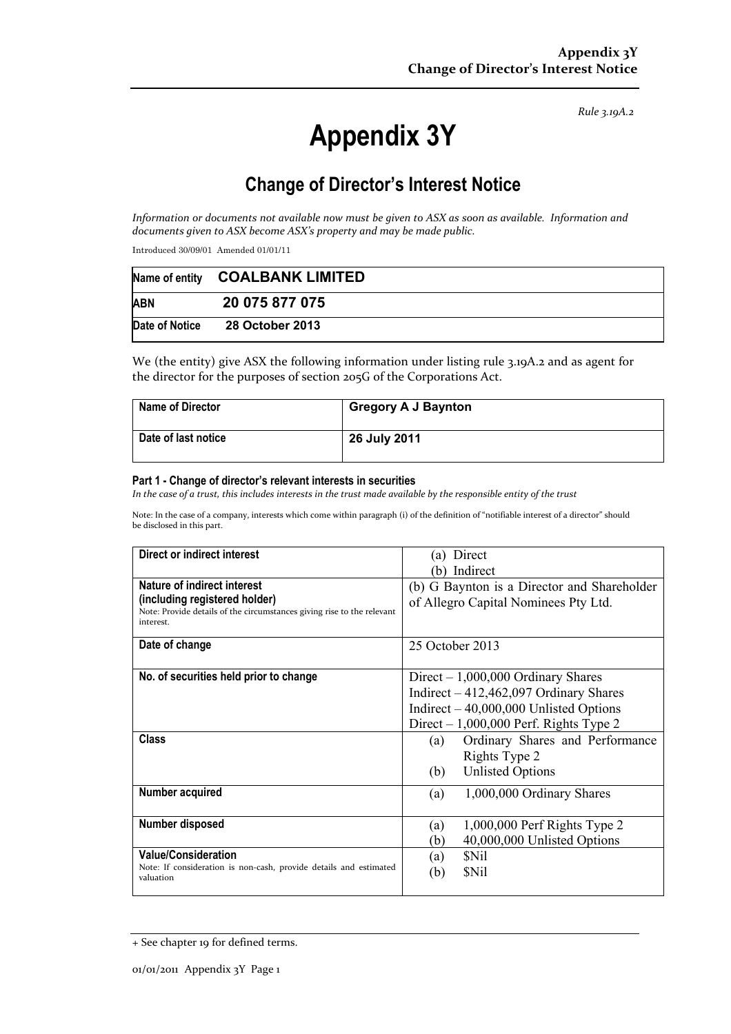*Rule 3.19A.2*

# Appendix 3Y

## Change of Director's Interest Notice

*Information or documents not available now must be given to ASX as soon as available. Information and documents given to ASX become ASX's property and may be made public.*

Introduced 30/09/01 Amended 01/01/11

| Name of entity | COALBANK LIMITED |
|---|---|
| ABN | 20 075 877 075 |
| Date of Notice | 28 October 2013 |

We (the entity) give ASX the following information under listing rule 3.19A.2 and as agent for the director for the purposes of section 205G of the Corporations Act.

| Name of Director | Gregory A J Baynton |
|---|---|
| Date of last notice | 26 July 2011 |

#### Part 1 - Change of director's relevant interests in securities

*In the case of a trust, this includes interests in the trust made available by the responsible entity of the trust*

Note: In the case of a company, interests which come within paragraph (i) of the definition of "notifiable interest of a director" should be disclosed in this part.

| | |
|---|---|
| **Direct or indirect interest** | (a) Direct<br>(b) Indirect |
| **Nature of indirect interest (including registered holder)**<br>Note: Provide details of the circumstances giving rise to the relevant interest. | (b) G Baynton is a Director and Shareholder of Allegro Capital Nominees Pty Ltd. |
| **Date of change** | 25 October 2013 |
| **No. of securities held prior to change** | Direct – 1,000,000 Ordinary Shares<br>Indirect – 412,462,097 Ordinary Shares<br>Indirect – 40,000,000 Unlisted Options<br>Direct – 1,000,000 Perf. Rights Type 2 |
| **Class** | (a) Ordinary Shares and Performance Rights Type 2<br>(b) Unlisted Options |
| **Number acquired** | (a) 1,000,000 Ordinary Shares |
| **Number disposed** | (a) 1,000,000 Perf Rights Type 2<br>(b) 40,000,000 Unlisted Options |
| **Value/Consideration**<br>Note: If consideration is non-cash, provide details and estimated valuation | (a) $Nil<br>(b) $Nil |

+ See chapter 19 for defined terms.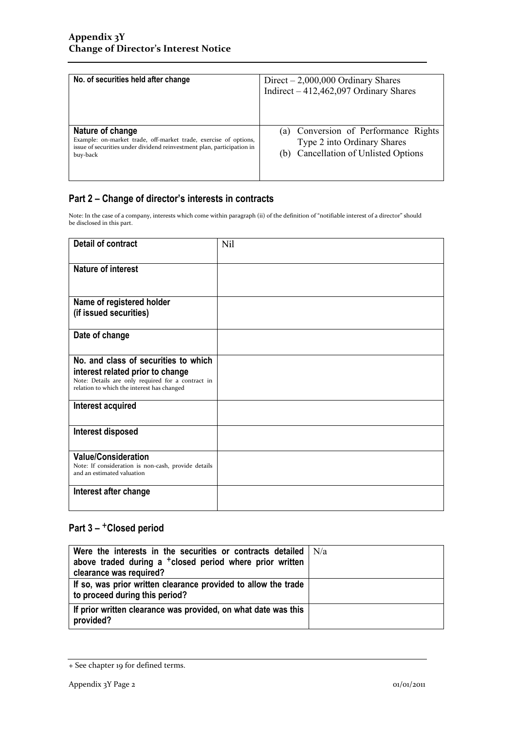| | |
|---|---|
| **No. of securities held after change** | Direct – 2,000,000 Ordinary Shares<br>Indirect – 412,462,097 Ordinary Shares |
| **Nature of change**<br>Example: on-market trade, off-market trade, exercise of options, issue of securities under dividend reinvestment plan, participation in buy-back | (a) Conversion of Performance Rights Type 2 into Ordinary Shares<br>(b) Cancellation of Unlisted Options |

## Part 2 – Change of director's interests in contracts

Note: In the case of a company, interests which come within paragraph (ii) of the definition of "notifiable interest of a director" should be disclosed in this part.

| | |
|---|---|
| **Detail of contract** | Nil |
| **Nature of interest** | |
| **Name of registered holder (if issued securities)** | |
| **Date of change** | |
| **No. and class of securities to which interest related prior to change**<br>Note: Details are only required for a contract in relation to which the interest has changed | |
| **Interest acquired** | |
| **Interest disposed** | |
| **Value/Consideration**<br>Note: If consideration is non-cash, provide details and an estimated valuation | |
| **Interest after change** | |

## Part 3 – +Closed period

| | |
|---|---|
| **Were the interests in the securities or contracts detailed above traded during a +closed period where prior written clearance was required?** | N/a |
| **If so, was prior written clearance provided to allow the trade to proceed during this period?** | |
| **If prior written clearance was provided, on what date was this provided?** | |

+ See chapter 19 for defined terms.